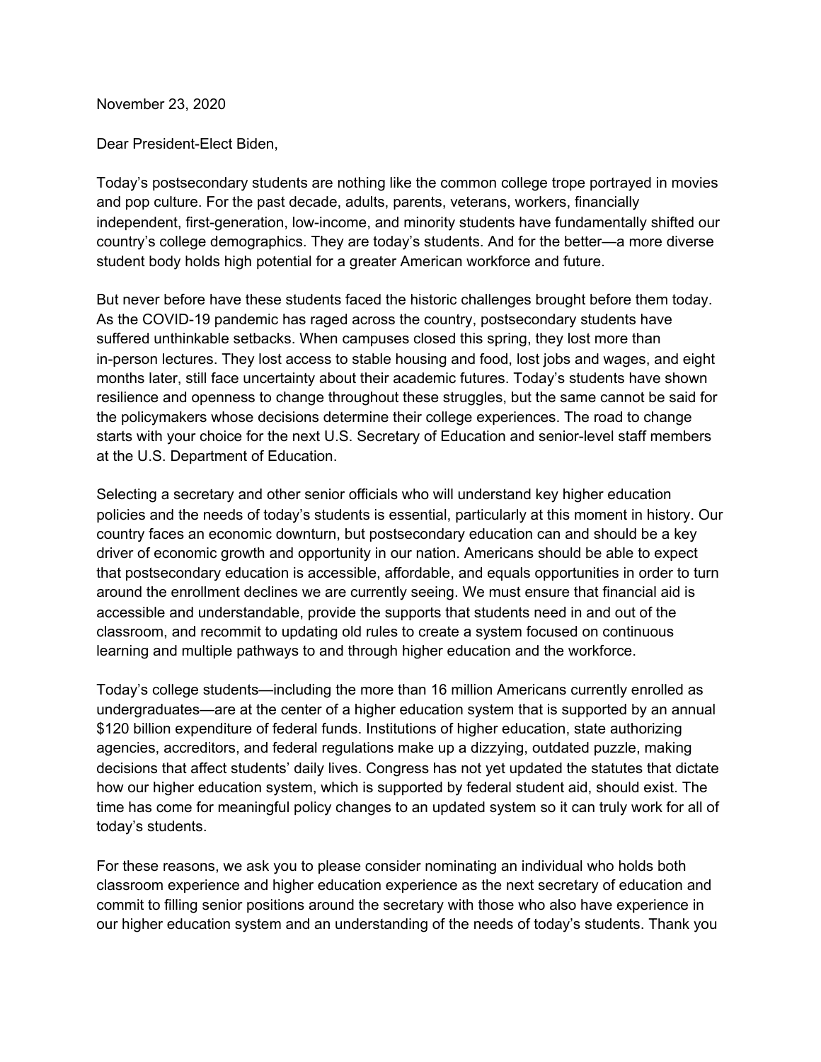November 23, 2020

Dear President-Elect Biden,

Today's postsecondary students are nothing like the common college trope portrayed in movies and pop culture. For the past decade, adults, parents, veterans, workers, financially independent, first-generation, low-income, and minority students have fundamentally shifted our country's college demographics. They are today's students. And for the better—a more diverse student body holds high potential for a greater American workforce and future.

But never before have these students faced the historic challenges brought before them today. As the COVID-19 pandemic has raged across the country, postsecondary students have suffered unthinkable setbacks. When campuses closed this spring, they lost more than in-person lectures. They lost access to stable housing and food, lost jobs and wages, and eight months later, still face uncertainty about their academic futures. Today's students have shown resilience and openness to change throughout these struggles, but the same cannot be said for the policymakers whose decisions determine their college experiences. The road to change starts with your choice for the next U.S. Secretary of Education and senior-level staff members at the U.S. Department of Education.

Selecting a secretary and other senior officials who will understand key higher education policies and the needs of today's students is essential, particularly at this moment in history. Our country faces an economic downturn, but postsecondary education can and should be a key driver of economic growth and opportunity in our nation. Americans should be able to expect that postsecondary education is accessible, affordable, and equals opportunities in order to turn around the enrollment declines we are currently seeing. We must ensure that financial aid is accessible and understandable, provide the supports that students need in and out of the classroom, and recommit to updating old rules to create a system focused on continuous learning and multiple pathways to and through higher education and the workforce.

Today's college students—including the more than 16 million Americans currently enrolled as undergraduates—are at the center of a higher education system that is supported by an annual $120 billion expenditure of federal funds. Institutions of higher education, state authorizing agencies, accreditors, and federal regulations make up a dizzying, outdated puzzle, making decisions that affect students' daily lives. Congress has not yet updated the statutes that dictate how our higher education system, which is supported by federal student aid, should exist. The time has come for meaningful policy changes to an updated system so it can truly work for all of today's students.

For these reasons, we ask you to please consider nominating an individual who holds both classroom experience and higher education experience as the next secretary of education and commit to filling senior positions around the secretary with those who also have experience in our higher education system and an understanding of the needs of today's students. Thank you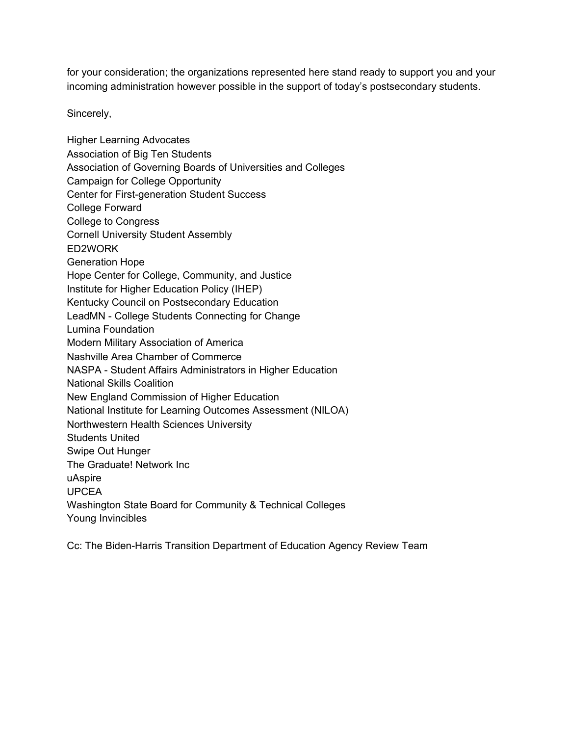for your consideration; the organizations represented here stand ready to support you and your incoming administration however possible in the support of today's postsecondary students.

Sincerely,

Higher Learning Advocates
Association of Big Ten Students
Association of Governing Boards of Universities and Colleges
Campaign for College Opportunity
Center for First-generation Student Success
College Forward
College to Congress
Cornell University Student Assembly
ED2WORK
Generation Hope
Hope Center for College, Community, and Justice
Institute for Higher Education Policy (IHEP)
Kentucky Council on Postsecondary Education
LeadMN - College Students Connecting for Change
Lumina Foundation
Modern Military Association of America
Nashville Area Chamber of Commerce
NASPA - Student Affairs Administrators in Higher Education
National Skills Coalition
New England Commission of Higher Education
National Institute for Learning Outcomes Assessment (NILOA)
Northwestern Health Sciences University
Students United
Swipe Out Hunger
The Graduate! Network Inc
uAspire
UPCEA
Washington State Board for Community & Technical Colleges
Young Invincibles

Cc: The Biden-Harris Transition Department of Education Agency Review Team